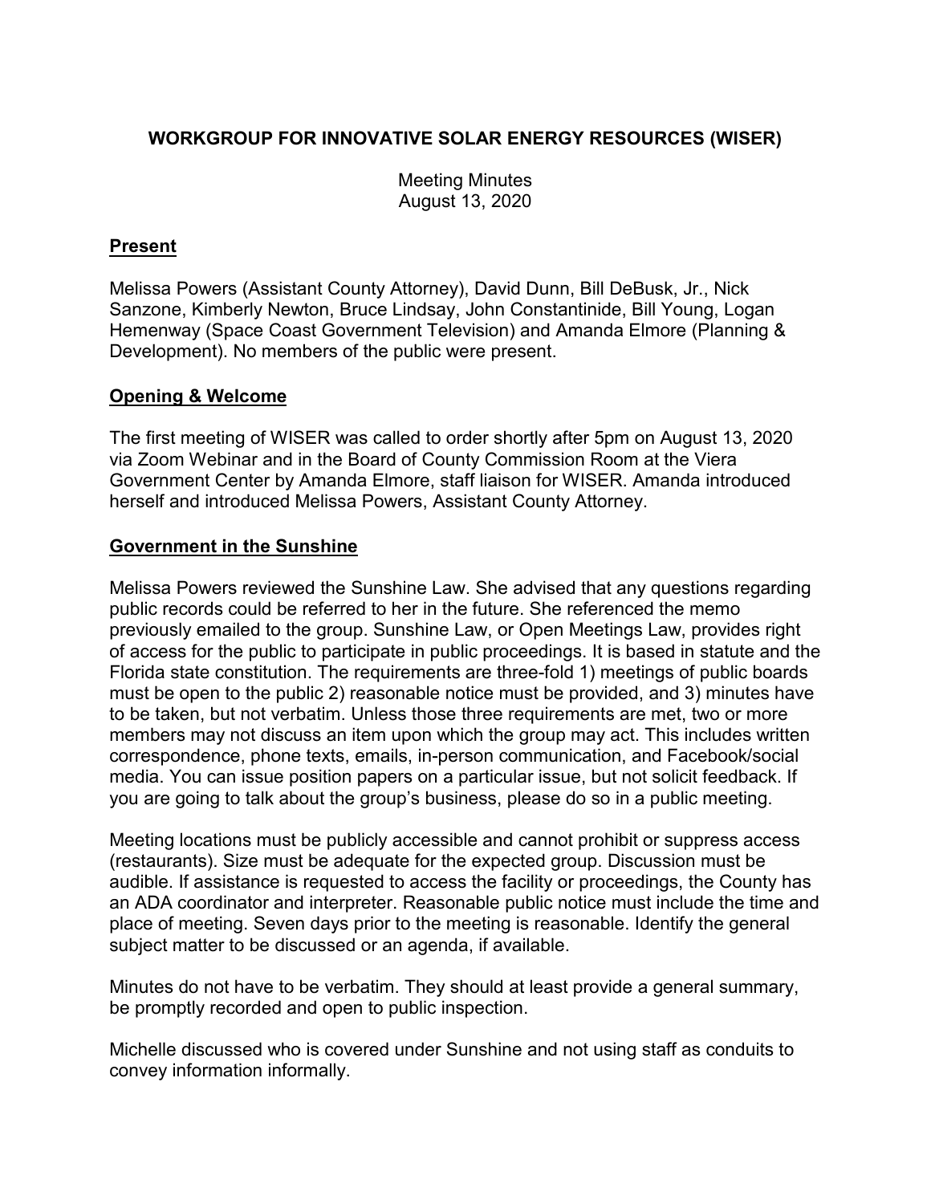# WORKGROUP FOR INNOVATIVE SOLAR ENERGY RESOURCES (WISER)

Meeting Minutes
August 13, 2020

## Present

Melissa Powers (Assistant County Attorney), David Dunn, Bill DeBusk, Jr., Nick Sanzone, Kimberly Newton, Bruce Lindsay, John Constantinide, Bill Young, Logan Hemenway (Space Coast Government Television) and Amanda Elmore (Planning & Development). No members of the public were present.

## Opening & Welcome

The first meeting of WISER was called to order shortly after 5pm on August 13, 2020 via Zoom Webinar and in the Board of County Commission Room at the Viera Government Center by Amanda Elmore, staff liaison for WISER. Amanda introduced herself and introduced Melissa Powers, Assistant County Attorney.

## Government in the Sunshine

Melissa Powers reviewed the Sunshine Law. She advised that any questions regarding public records could be referred to her in the future. She referenced the memo previously emailed to the group. Sunshine Law, or Open Meetings Law, provides right of access for the public to participate in public proceedings. It is based in statute and the Florida state constitution. The requirements are three-fold 1) meetings of public boards must be open to the public 2) reasonable notice must be provided, and 3) minutes have to be taken, but not verbatim. Unless those three requirements are met, two or more members may not discuss an item upon which the group may act. This includes written correspondence, phone texts, emails, in-person communication, and Facebook/social media. You can issue position papers on a particular issue, but not solicit feedback. If you are going to talk about the group's business, please do so in a public meeting.

Meeting locations must be publicly accessible and cannot prohibit or suppress access (restaurants). Size must be adequate for the expected group. Discussion must be audible. If assistance is requested to access the facility or proceedings, the County has an ADA coordinator and interpreter. Reasonable public notice must include the time and place of meeting. Seven days prior to the meeting is reasonable. Identify the general subject matter to be discussed or an agenda, if available.

Minutes do not have to be verbatim. They should at least provide a general summary, be promptly recorded and open to public inspection.

Michelle discussed who is covered under Sunshine and not using staff as conduits to convey information informally.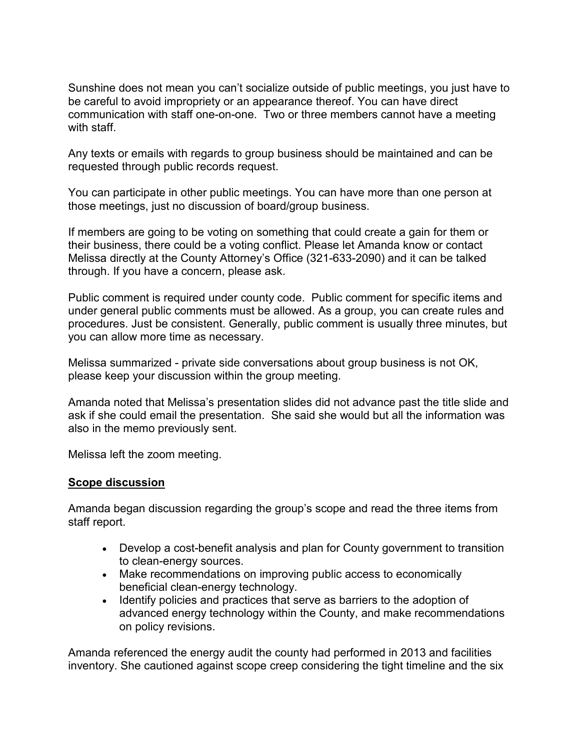Sunshine does not mean you can't socialize outside of public meetings, you just have to be careful to avoid impropriety or an appearance thereof. You can have direct communication with staff one-on-one. Two or three members cannot have a meeting with staff.

Any texts or emails with regards to group business should be maintained and can be requested through public records request.

You can participate in other public meetings. You can have more than one person at those meetings, just no discussion of board/group business.

If members are going to be voting on something that could create a gain for them or their business, there could be a voting conflict. Please let Amanda know or contact Melissa directly at the County Attorney's Office (321-633-2090) and it can be talked through. If you have a concern, please ask.

Public comment is required under county code. Public comment for specific items and under general public comments must be allowed. As a group, you can create rules and procedures. Just be consistent. Generally, public comment is usually three minutes, but you can allow more time as necessary.

Melissa summarized - private side conversations about group business is not OK, please keep your discussion within the group meeting.

Amanda noted that Melissa's presentation slides did not advance past the title slide and ask if she could email the presentation. She said she would but all the information was also in the memo previously sent.

Melissa left the zoom meeting.

**Scope discussion**

Amanda began discussion regarding the group's scope and read the three items from staff report.

- Develop a cost-benefit analysis and plan for County government to transition to clean-energy sources.
- Make recommendations on improving public access to economically beneficial clean-energy technology.
- Identify policies and practices that serve as barriers to the adoption of advanced energy technology within the County, and make recommendations on policy revisions.

Amanda referenced the energy audit the county had performed in 2013 and facilities inventory. She cautioned against scope creep considering the tight timeline and the six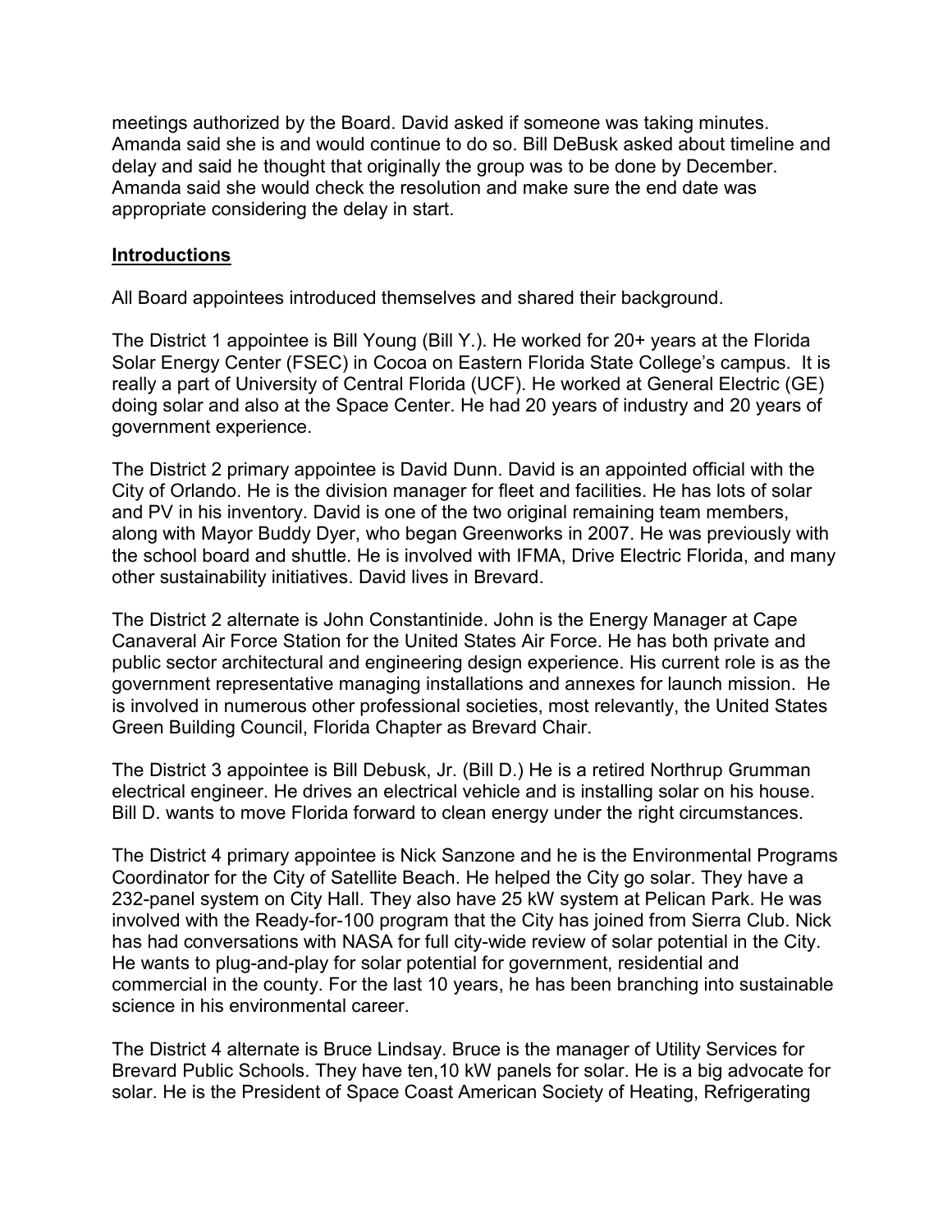meetings authorized by the Board. David asked if someone was taking minutes. Amanda said she is and would continue to do so. Bill DeBusk asked about timeline and delay and said he thought that originally the group was to be done by December. Amanda said she would check the resolution and make sure the end date was appropriate considering the delay in start.

**Introductions**

All Board appointees introduced themselves and shared their background.

The District 1 appointee is Bill Young (Bill Y.). He worked for 20+ years at the Florida Solar Energy Center (FSEC) in Cocoa on Eastern Florida State College's campus. It is really a part of University of Central Florida (UCF). He worked at General Electric (GE) doing solar and also at the Space Center. He had 20 years of industry and 20 years of government experience.

The District 2 primary appointee is David Dunn. David is an appointed official with the City of Orlando. He is the division manager for fleet and facilities. He has lots of solar and PV in his inventory. David is one of the two original remaining team members, along with Mayor Buddy Dyer, who began Greenworks in 2007. He was previously with the school board and shuttle. He is involved with IFMA, Drive Electric Florida, and many other sustainability initiatives. David lives in Brevard.

The District 2 alternate is John Constantinide. John is the Energy Manager at Cape Canaveral Air Force Station for the United States Air Force. He has both private and public sector architectural and engineering design experience. His current role is as the government representative managing installations and annexes for launch mission. He is involved in numerous other professional societies, most relevantly, the United States Green Building Council, Florida Chapter as Brevard Chair.

The District 3 appointee is Bill Debusk, Jr. (Bill D.) He is a retired Northrup Grumman electrical engineer. He drives an electrical vehicle and is installing solar on his house. Bill D. wants to move Florida forward to clean energy under the right circumstances.

The District 4 primary appointee is Nick Sanzone and he is the Environmental Programs Coordinator for the City of Satellite Beach. He helped the City go solar. They have a 232-panel system on City Hall. They also have 25 kW system at Pelican Park. He was involved with the Ready-for-100 program that the City has joined from Sierra Club. Nick has had conversations with NASA for full city-wide review of solar potential in the City. He wants to plug-and-play for solar potential for government, residential and commercial in the county. For the last 10 years, he has been branching into sustainable science in his environmental career.

The District 4 alternate is Bruce Lindsay. Bruce is the manager of Utility Services for Brevard Public Schools. They have ten,10 kW panels for solar. He is a big advocate for solar. He is the President of Space Coast American Society of Heating, Refrigerating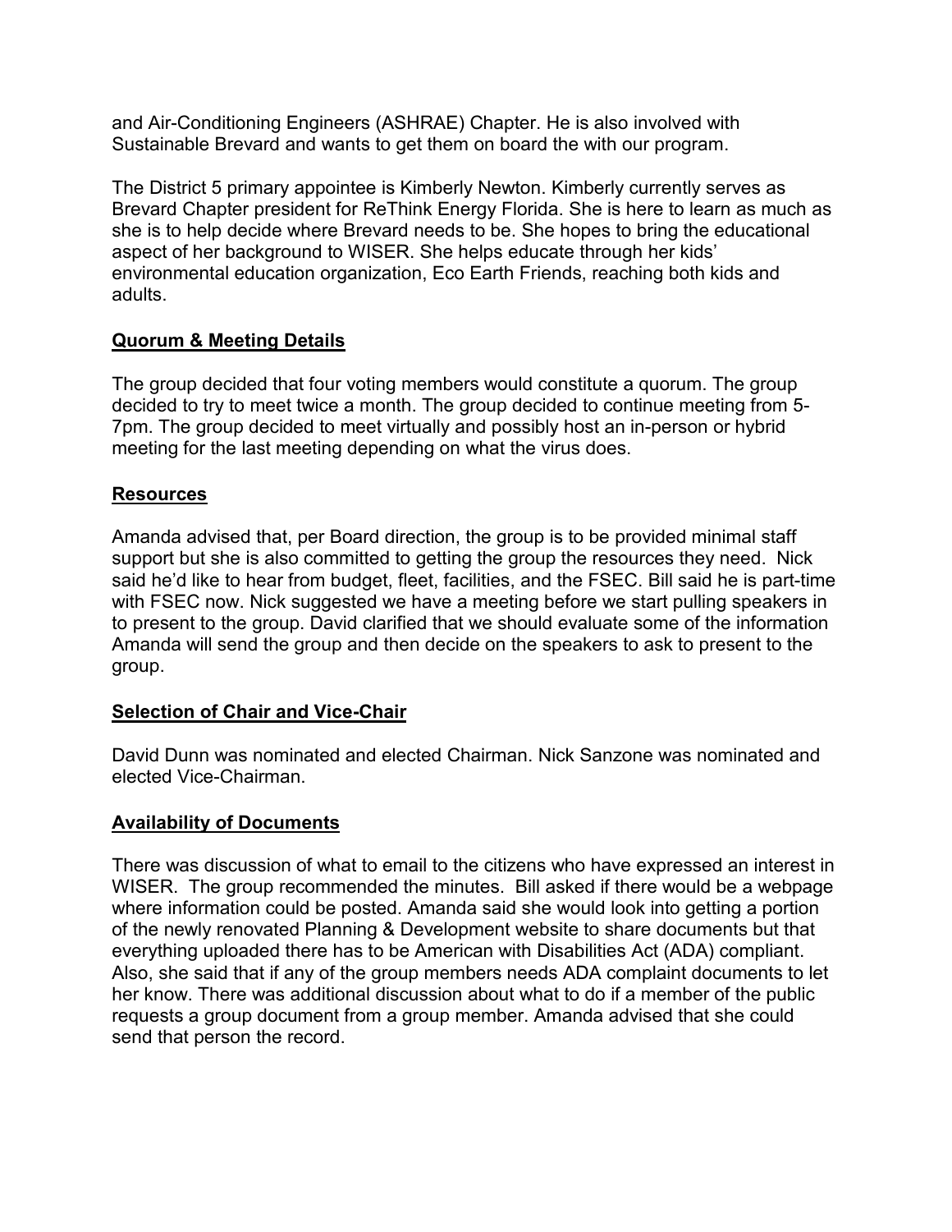and Air-Conditioning Engineers (ASHRAE) Chapter. He is also involved with Sustainable Brevard and wants to get them on board the with our program.

The District 5 primary appointee is Kimberly Newton. Kimberly currently serves as Brevard Chapter president for ReThink Energy Florida. She is here to learn as much as she is to help decide where Brevard needs to be. She hopes to bring the educational aspect of her background to WISER. She helps educate through her kids' environmental education organization, Eco Earth Friends, reaching both kids and adults.

## Quorum & Meeting Details

The group decided that four voting members would constitute a quorum. The group decided to try to meet twice a month. The group decided to continue meeting from 5-7pm. The group decided to meet virtually and possibly host an in-person or hybrid meeting for the last meeting depending on what the virus does.

## Resources

Amanda advised that, per Board direction, the group is to be provided minimal staff support but she is also committed to getting the group the resources they need. Nick said he'd like to hear from budget, fleet, facilities, and the FSEC. Bill said he is part-time with FSEC now. Nick suggested we have a meeting before we start pulling speakers in to present to the group. David clarified that we should evaluate some of the information Amanda will send the group and then decide on the speakers to ask to present to the group.

## Selection of Chair and Vice-Chair

David Dunn was nominated and elected Chairman. Nick Sanzone was nominated and elected Vice-Chairman.

## Availability of Documents

There was discussion of what to email to the citizens who have expressed an interest in WISER. The group recommended the minutes. Bill asked if there would be a webpage where information could be posted. Amanda said she would look into getting a portion of the newly renovated Planning & Development website to share documents but that everything uploaded there has to be American with Disabilities Act (ADA) compliant. Also, she said that if any of the group members needs ADA complaint documents to let her know. There was additional discussion about what to do if a member of the public requests a group document from a group member. Amanda advised that she could send that person the record.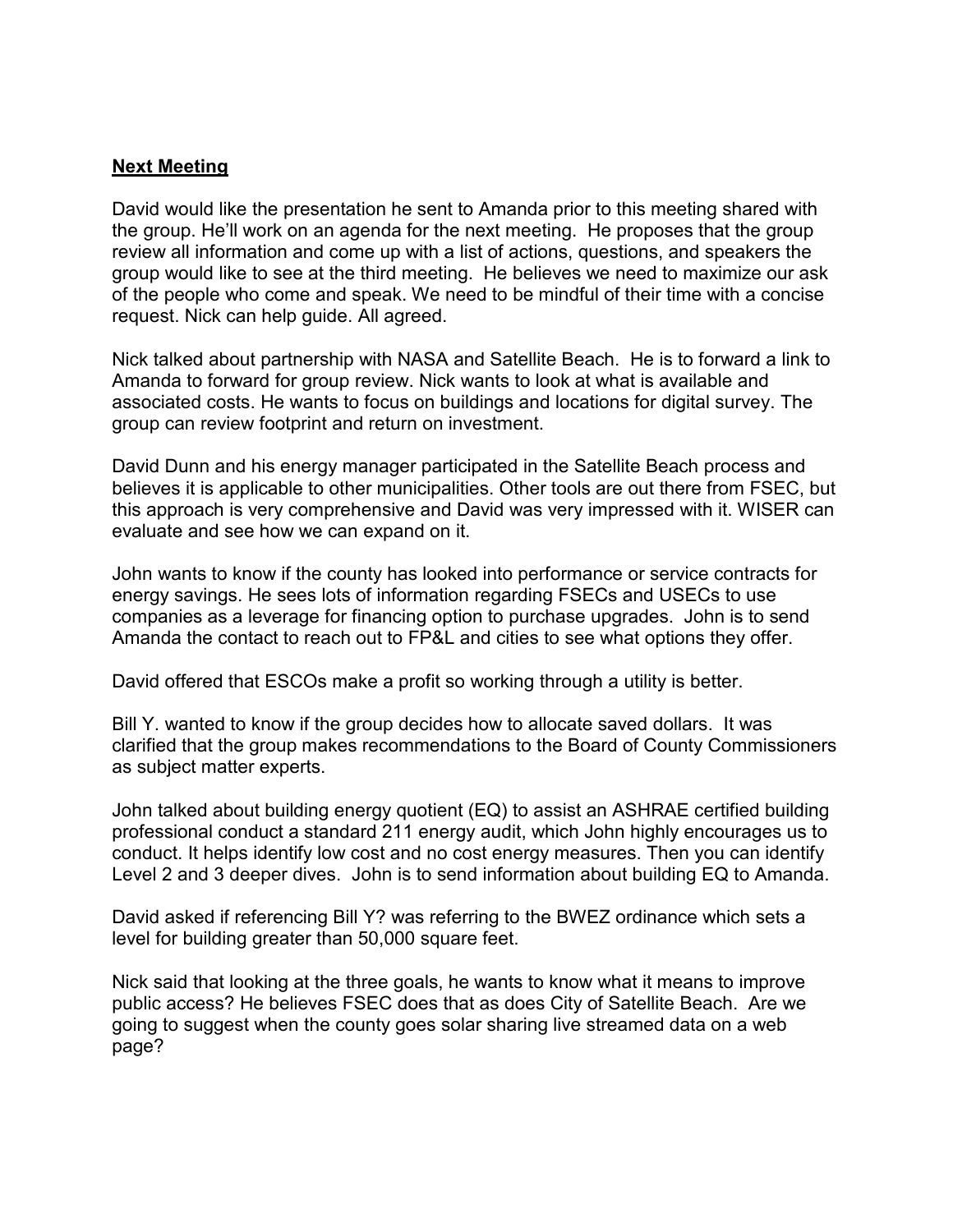## Next Meeting

David would like the presentation he sent to Amanda prior to this meeting shared with the group. He'll work on an agenda for the next meeting. He proposes that the group review all information and come up with a list of actions, questions, and speakers the group would like to see at the third meeting. He believes we need to maximize our ask of the people who come and speak. We need to be mindful of their time with a concise request. Nick can help guide. All agreed.

Nick talked about partnership with NASA and Satellite Beach. He is to forward a link to Amanda to forward for group review. Nick wants to look at what is available and associated costs. He wants to focus on buildings and locations for digital survey. The group can review footprint and return on investment.

David Dunn and his energy manager participated in the Satellite Beach process and believes it is applicable to other municipalities. Other tools are out there from FSEC, but this approach is very comprehensive and David was very impressed with it. WISER can evaluate and see how we can expand on it.

John wants to know if the county has looked into performance or service contracts for energy savings. He sees lots of information regarding FSECs and USECs to use companies as a leverage for financing option to purchase upgrades. John is to send Amanda the contact to reach out to FP&L and cities to see what options they offer.

David offered that ESCOs make a profit so working through a utility is better.

Bill Y. wanted to know if the group decides how to allocate saved dollars. It was clarified that the group makes recommendations to the Board of County Commissioners as subject matter experts.

John talked about building energy quotient (EQ) to assist an ASHRAE certified building professional conduct a standard 211 energy audit, which John highly encourages us to conduct. It helps identify low cost and no cost energy measures. Then you can identify Level 2 and 3 deeper dives. John is to send information about building EQ to Amanda.

David asked if referencing Bill Y? was referring to the BWEZ ordinance which sets a level for building greater than 50,000 square feet.

Nick said that looking at the three goals, he wants to know what it means to improve public access? He believes FSEC does that as does City of Satellite Beach. Are we going to suggest when the county goes solar sharing live streamed data on a web page?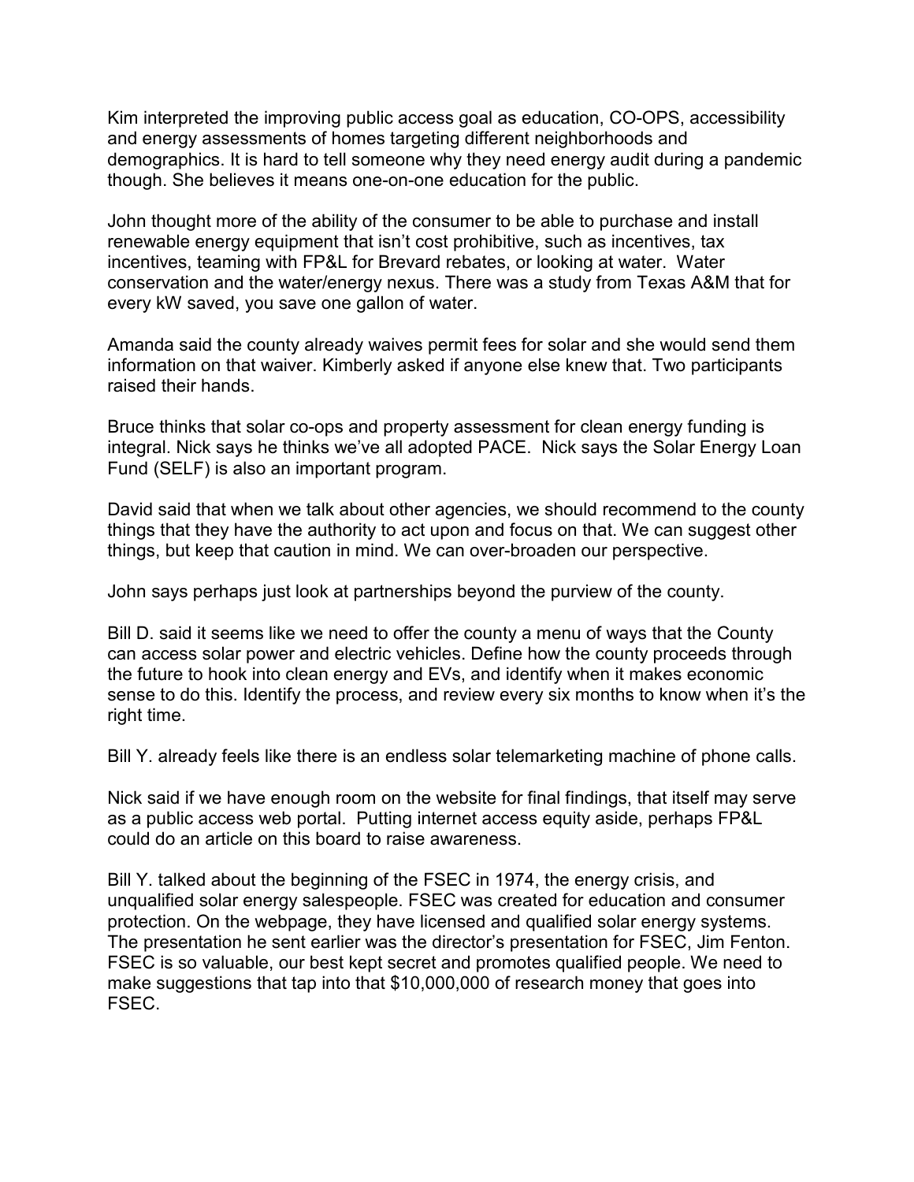Kim interpreted the improving public access goal as education, CO-OPS, accessibility and energy assessments of homes targeting different neighborhoods and demographics. It is hard to tell someone why they need energy audit during a pandemic though. She believes it means one-on-one education for the public.

John thought more of the ability of the consumer to be able to purchase and install renewable energy equipment that isn't cost prohibitive, such as incentives, tax incentives, teaming with FP&L for Brevard rebates, or looking at water. Water conservation and the water/energy nexus. There was a study from Texas A&M that for every kW saved, you save one gallon of water.

Amanda said the county already waives permit fees for solar and she would send them information on that waiver. Kimberly asked if anyone else knew that. Two participants raised their hands.

Bruce thinks that solar co-ops and property assessment for clean energy funding is integral. Nick says he thinks we've all adopted PACE. Nick says the Solar Energy Loan Fund (SELF) is also an important program.

David said that when we talk about other agencies, we should recommend to the county things that they have the authority to act upon and focus on that. We can suggest other things, but keep that caution in mind. We can over-broaden our perspective.

John says perhaps just look at partnerships beyond the purview of the county.

Bill D. said it seems like we need to offer the county a menu of ways that the County can access solar power and electric vehicles. Define how the county proceeds through the future to hook into clean energy and EVs, and identify when it makes economic sense to do this. Identify the process, and review every six months to know when it's the right time.

Bill Y. already feels like there is an endless solar telemarketing machine of phone calls.

Nick said if we have enough room on the website for final findings, that itself may serve as a public access web portal. Putting internet access equity aside, perhaps FP&L could do an article on this board to raise awareness.

Bill Y. talked about the beginning of the FSEC in 1974, the energy crisis, and unqualified solar energy salespeople. FSEC was created for education and consumer protection. On the webpage, they have licensed and qualified solar energy systems. The presentation he sent earlier was the director's presentation for FSEC, Jim Fenton. FSEC is so valuable, our best kept secret and promotes qualified people. We need to make suggestions that tap into that $10,000,000 of research money that goes into FSEC.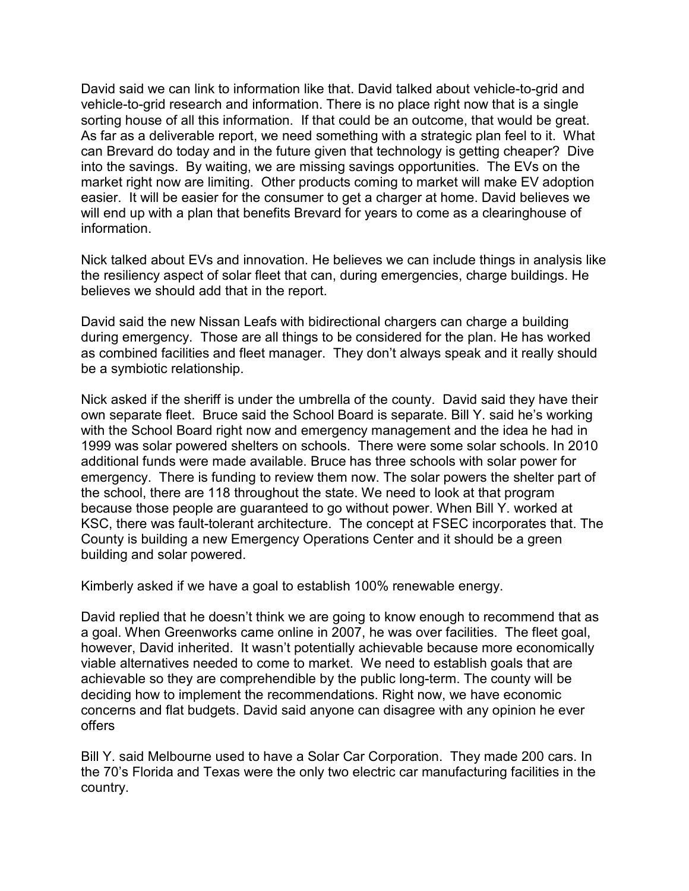David said we can link to information like that. David talked about vehicle-to-grid and vehicle-to-grid research and information. There is no place right now that is a single sorting house of all this information. If that could be an outcome, that would be great. As far as a deliverable report, we need something with a strategic plan feel to it. What can Brevard do today and in the future given that technology is getting cheaper? Dive into the savings. By waiting, we are missing savings opportunities. The EVs on the market right now are limiting. Other products coming to market will make EV adoption easier. It will be easier for the consumer to get a charger at home. David believes we will end up with a plan that benefits Brevard for years to come as a clearinghouse of information.

Nick talked about EVs and innovation. He believes we can include things in analysis like the resiliency aspect of solar fleet that can, during emergencies, charge buildings. He believes we should add that in the report.

David said the new Nissan Leafs with bidirectional chargers can charge a building during emergency. Those are all things to be considered for the plan. He has worked as combined facilities and fleet manager. They don't always speak and it really should be a symbiotic relationship.

Nick asked if the sheriff is under the umbrella of the county. David said they have their own separate fleet. Bruce said the School Board is separate. Bill Y. said he's working with the School Board right now and emergency management and the idea he had in 1999 was solar powered shelters on schools. There were some solar schools. In 2010 additional funds were made available. Bruce has three schools with solar power for emergency. There is funding to review them now. The solar powers the shelter part of the school, there are 118 throughout the state. We need to look at that program because those people are guaranteed to go without power. When Bill Y. worked at KSC, there was fault-tolerant architecture. The concept at FSEC incorporates that. The County is building a new Emergency Operations Center and it should be a green building and solar powered.

Kimberly asked if we have a goal to establish 100% renewable energy.

David replied that he doesn't think we are going to know enough to recommend that as a goal. When Greenworks came online in 2007, he was over facilities. The fleet goal, however, David inherited. It wasn't potentially achievable because more economically viable alternatives needed to come to market. We need to establish goals that are achievable so they are comprehendible by the public long-term. The county will be deciding how to implement the recommendations. Right now, we have economic concerns and flat budgets. David said anyone can disagree with any opinion he ever offers

Bill Y. said Melbourne used to have a Solar Car Corporation. They made 200 cars. In the 70's Florida and Texas were the only two electric car manufacturing facilities in the country.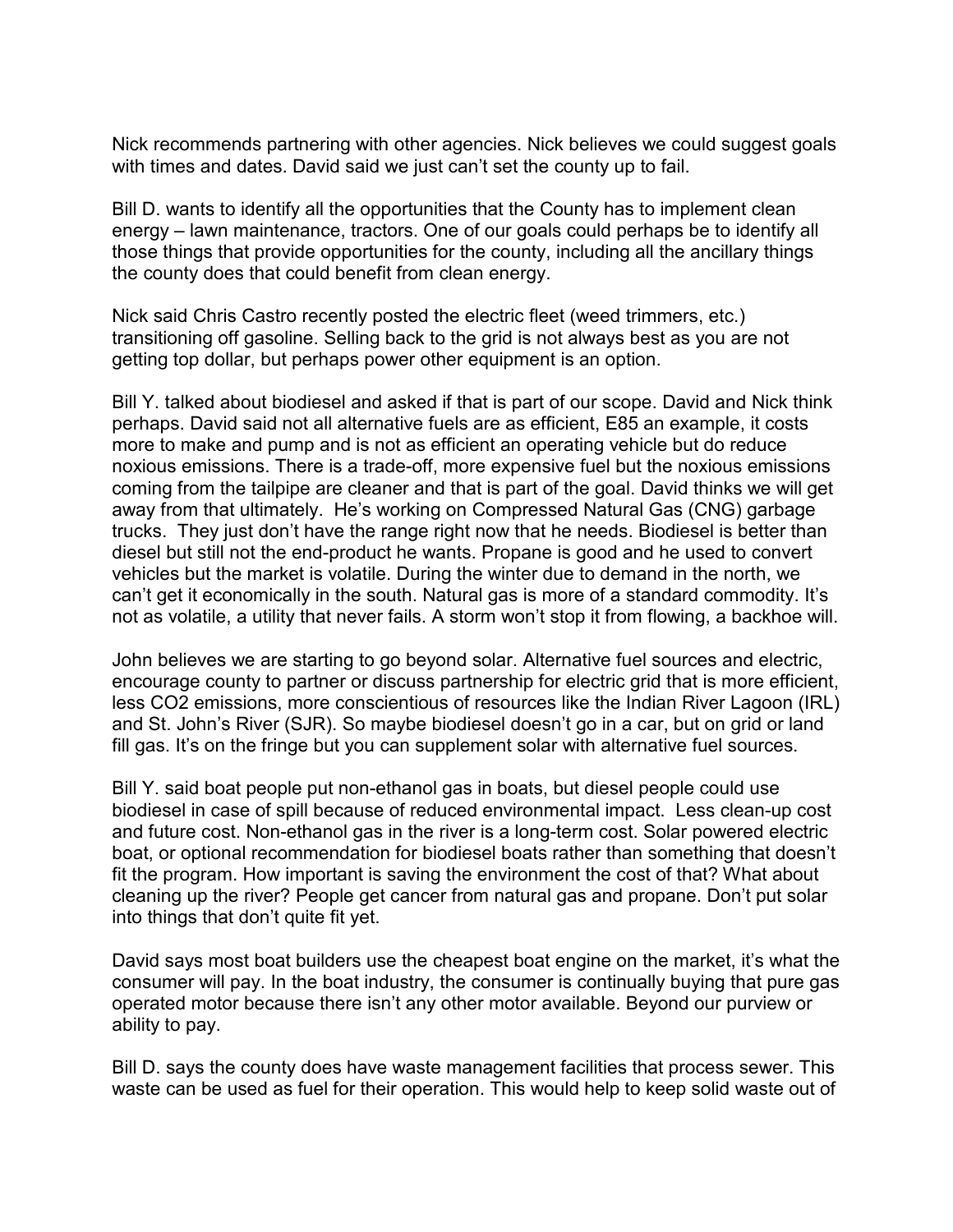Nick recommends partnering with other agencies. Nick believes we could suggest goals with times and dates. David said we just can't set the county up to fail.

Bill D. wants to identify all the opportunities that the County has to implement clean energy – lawn maintenance, tractors. One of our goals could perhaps be to identify all those things that provide opportunities for the county, including all the ancillary things the county does that could benefit from clean energy.

Nick said Chris Castro recently posted the electric fleet (weed trimmers, etc.) transitioning off gasoline. Selling back to the grid is not always best as you are not getting top dollar, but perhaps power other equipment is an option.

Bill Y. talked about biodiesel and asked if that is part of our scope. David and Nick think perhaps. David said not all alternative fuels are as efficient, E85 an example, it costs more to make and pump and is not as efficient an operating vehicle but do reduce noxious emissions. There is a trade-off, more expensive fuel but the noxious emissions coming from the tailpipe are cleaner and that is part of the goal. David thinks we will get away from that ultimately. He's working on Compressed Natural Gas (CNG) garbage trucks. They just don't have the range right now that he needs. Biodiesel is better than diesel but still not the end-product he wants. Propane is good and he used to convert vehicles but the market is volatile. During the winter due to demand in the north, we can't get it economically in the south. Natural gas is more of a standard commodity. It's not as volatile, a utility that never fails. A storm won't stop it from flowing, a backhoe will.

John believes we are starting to go beyond solar. Alternative fuel sources and electric, encourage county to partner or discuss partnership for electric grid that is more efficient, less CO2 emissions, more conscientious of resources like the Indian River Lagoon (IRL) and St. John's River (SJR). So maybe biodiesel doesn't go in a car, but on grid or land fill gas. It's on the fringe but you can supplement solar with alternative fuel sources.

Bill Y. said boat people put non-ethanol gas in boats, but diesel people could use biodiesel in case of spill because of reduced environmental impact. Less clean-up cost and future cost. Non-ethanol gas in the river is a long-term cost. Solar powered electric boat, or optional recommendation for biodiesel boats rather than something that doesn't fit the program. How important is saving the environment the cost of that? What about cleaning up the river? People get cancer from natural gas and propane. Don't put solar into things that don't quite fit yet.

David says most boat builders use the cheapest boat engine on the market, it's what the consumer will pay. In the boat industry, the consumer is continually buying that pure gas operated motor because there isn't any other motor available. Beyond our purview or ability to pay.

Bill D. says the county does have waste management facilities that process sewer. This waste can be used as fuel for their operation. This would help to keep solid waste out of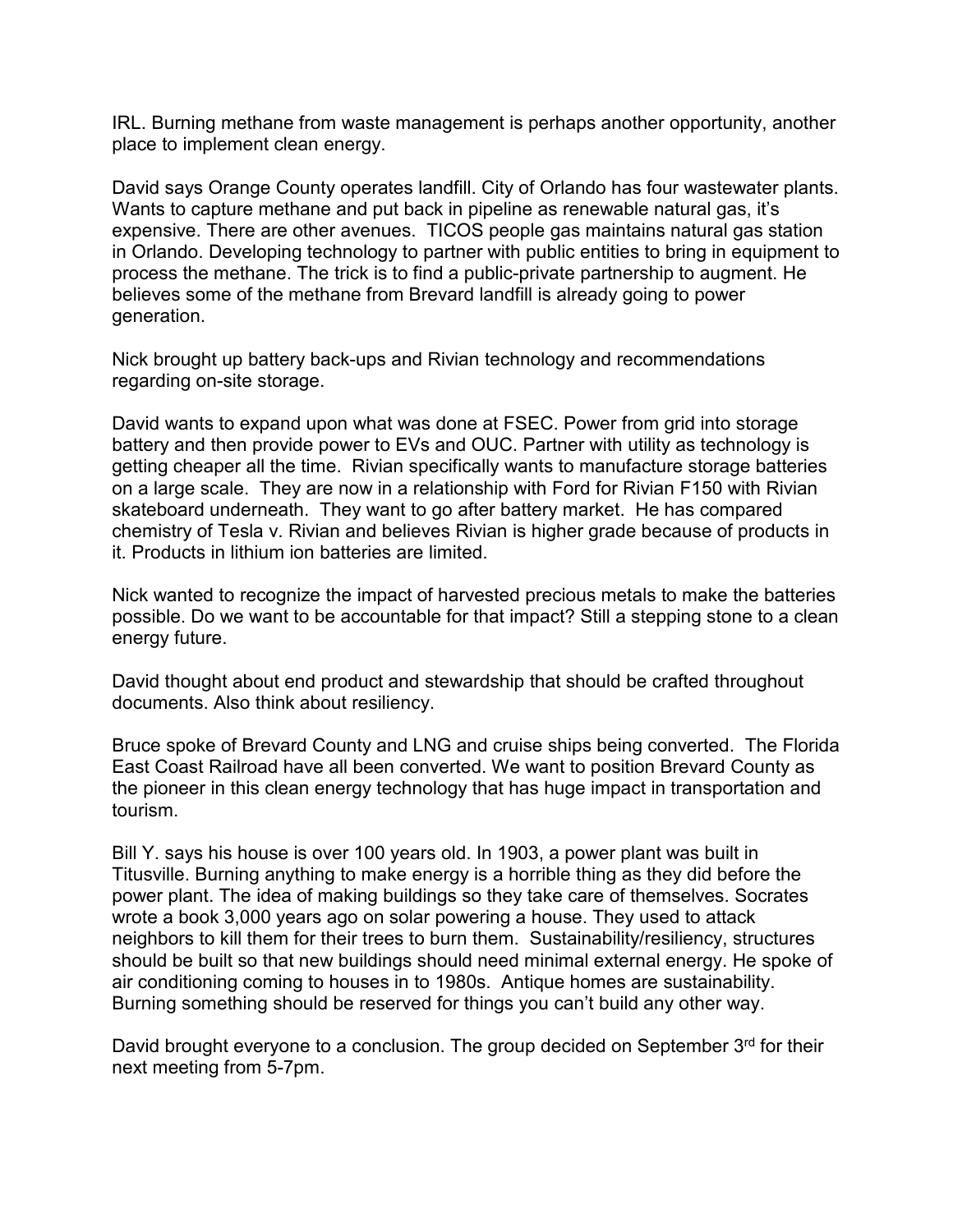IRL. Burning methane from waste management is perhaps another opportunity, another place to implement clean energy.

David says Orange County operates landfill. City of Orlando has four wastewater plants. Wants to capture methane and put back in pipeline as renewable natural gas, it's expensive. There are other avenues. TICOS people gas maintains natural gas station in Orlando. Developing technology to partner with public entities to bring in equipment to process the methane. The trick is to find a public-private partnership to augment. He believes some of the methane from Brevard landfill is already going to power generation.

Nick brought up battery back-ups and Rivian technology and recommendations regarding on-site storage.

David wants to expand upon what was done at FSEC. Power from grid into storage battery and then provide power to EVs and OUC. Partner with utility as technology is getting cheaper all the time. Rivian specifically wants to manufacture storage batteries on a large scale. They are now in a relationship with Ford for Rivian F150 with Rivian skateboard underneath. They want to go after battery market. He has compared chemistry of Tesla v. Rivian and believes Rivian is higher grade because of products in it. Products in lithium ion batteries are limited.

Nick wanted to recognize the impact of harvested precious metals to make the batteries possible. Do we want to be accountable for that impact? Still a stepping stone to a clean energy future.

David thought about end product and stewardship that should be crafted throughout documents. Also think about resiliency.

Bruce spoke of Brevard County and LNG and cruise ships being converted. The Florida East Coast Railroad have all been converted. We want to position Brevard County as the pioneer in this clean energy technology that has huge impact in transportation and tourism.

Bill Y. says his house is over 100 years old. In 1903, a power plant was built in Titusville. Burning anything to make energy is a horrible thing as they did before the power plant. The idea of making buildings so they take care of themselves. Socrates wrote a book 3,000 years ago on solar powering a house. They used to attack neighbors to kill them for their trees to burn them. Sustainability/resiliency, structures should be built so that new buildings should need minimal external energy. He spoke of air conditioning coming to houses in to 1980s. Antique homes are sustainability. Burning something should be reserved for things you can't build any other way.

David brought everyone to a conclusion. The group decided on September 3rd for their next meeting from 5-7pm.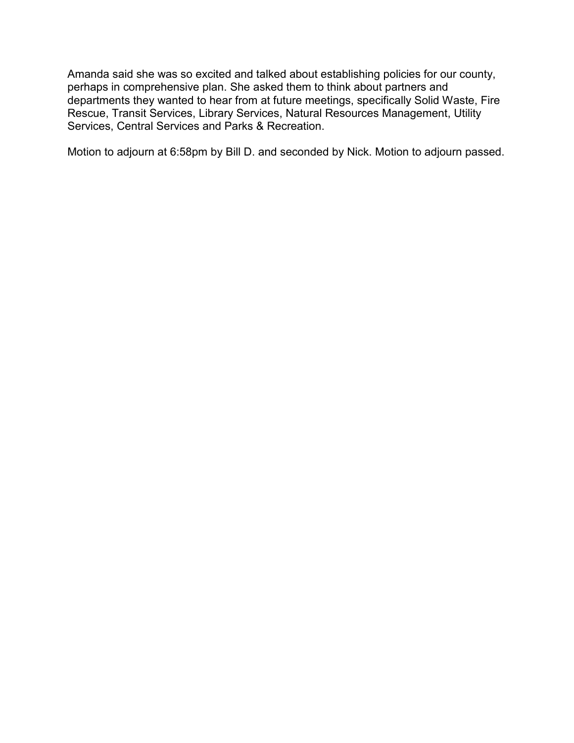Amanda said she was so excited and talked about establishing policies for our county, perhaps in comprehensive plan. She asked them to think about partners and departments they wanted to hear from at future meetings, specifically Solid Waste, Fire Rescue, Transit Services, Library Services, Natural Resources Management, Utility Services, Central Services and Parks & Recreation.

Motion to adjourn at 6:58pm by Bill D. and seconded by Nick. Motion to adjourn passed.